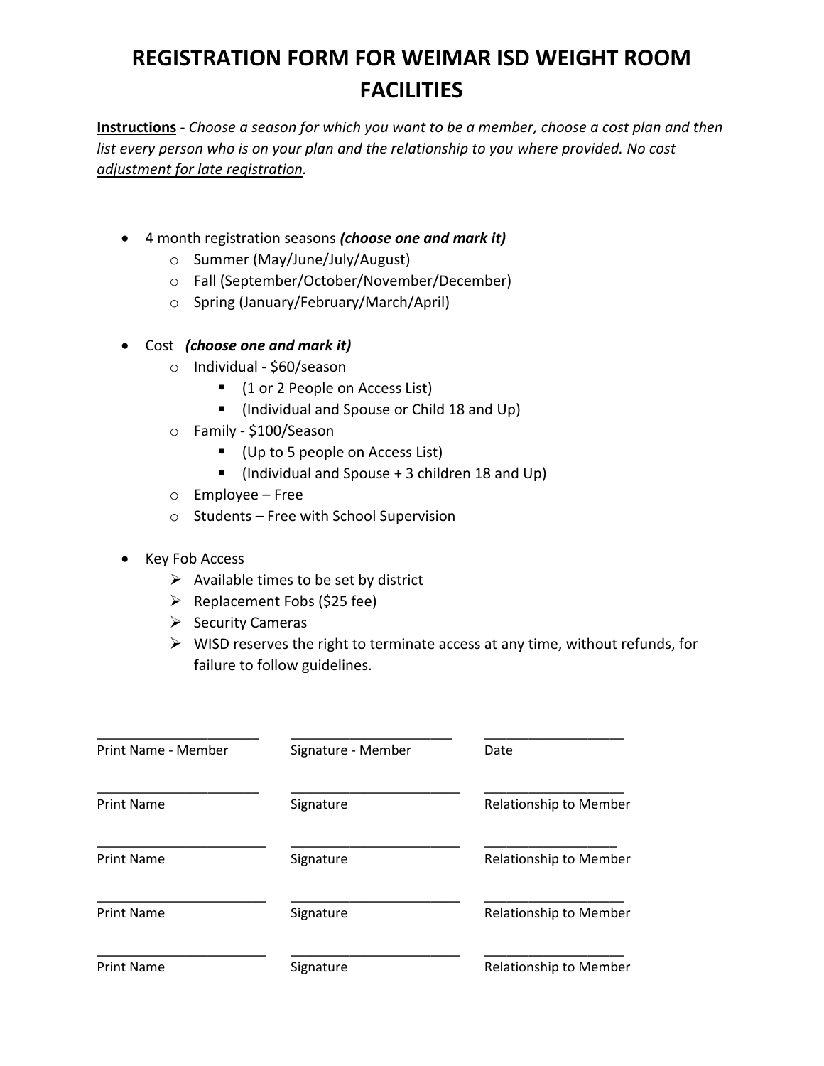# REGISTRATION FORM FOR WEIMAR ISD WEIGHT ROOM FACILITIES

**<u>Instructions</u>** - *Choose a season for which you want to be a member, choose a cost plan and then list every person who is on your plan and the relationship to you where provided. <u>No cost adjustment for late registration</u>.*

- 4 month registration seasons ***(choose one and mark it)***
  - Summer (May/June/July/August)
  - Fall (September/October/November/December)
  - Spring (January/February/March/April)

- Cost ***(choose one and mark it)***
  - Individual - $60/season
    - (1 or 2 People on Access List)
    - (Individual and Spouse or Child 18 and Up)
  - Family - $100/Season
    - (Up to 5 people on Access List)
    - (Individual and Spouse + 3 children 18 and Up)
  - Employee – Free
  - Students – Free with School Supervision

- Key Fob Access
  - Available times to be set by district
  - Replacement Fobs ($25 fee)
  - Security Cameras
  - WISD reserves the right to terminate access at any time, without refunds, for failure to follow guidelines.

| ______________________ | ______________________ | ___________________ |
|---|---|---|
| Print Name - Member | Signature - Member | Date |
| ______________________ | ______________________ | ___________________ |
| Print Name | Signature | Relationship to Member |
| ______________________ | ______________________ | ___________________ |
| Print Name | Signature | Relationship to Member |
| ______________________ | ______________________ | ___________________ |
| Print Name | Signature | Relationship to Member |
| ______________________ | ______________________ | ___________________ |
| Print Name | Signature | Relationship to Member |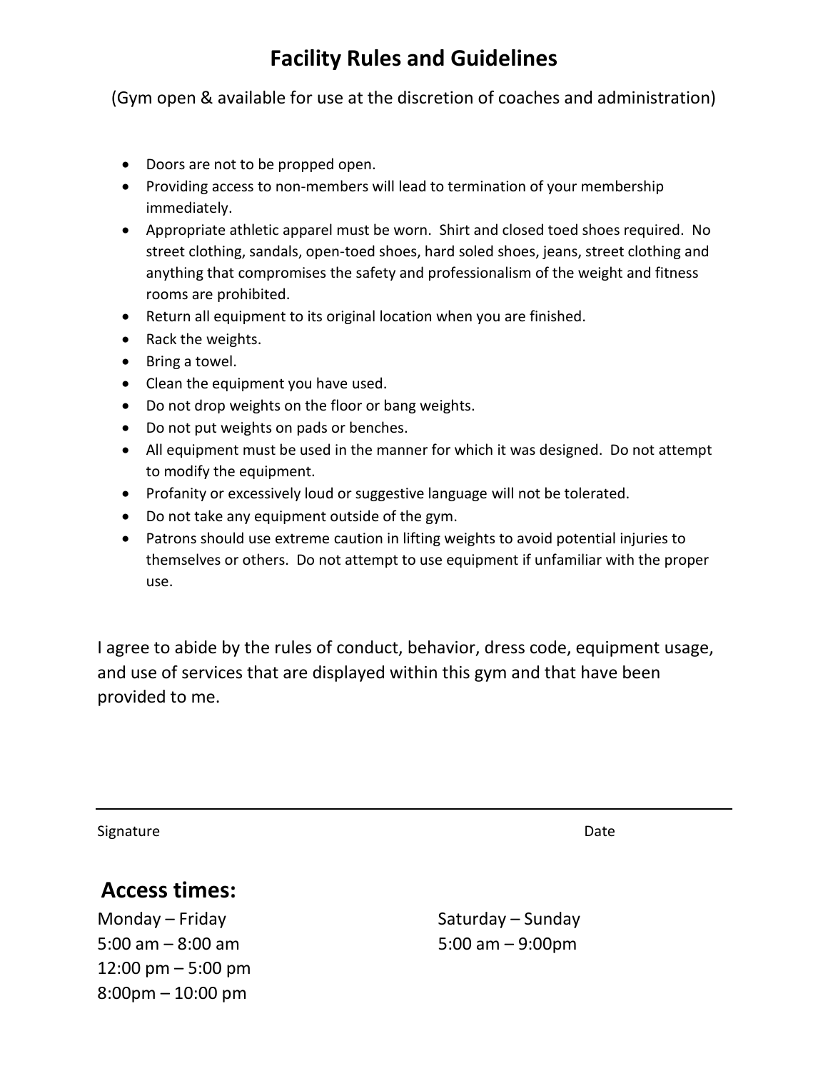# Facility Rules and Guidelines

(Gym open & available for use at the discretion of coaches and administration)

- Doors are not to be propped open.
- Providing access to non-members will lead to termination of your membership immediately.
- Appropriate athletic apparel must be worn. Shirt and closed toed shoes required. No street clothing, sandals, open-toed shoes, hard soled shoes, jeans, street clothing and anything that compromises the safety and professionalism of the weight and fitness rooms are prohibited.
- Return all equipment to its original location when you are finished.
- Rack the weights.
- Bring a towel.
- Clean the equipment you have used.
- Do not drop weights on the floor or bang weights.
- Do not put weights on pads or benches.
- All equipment must be used in the manner for which it was designed. Do not attempt to modify the equipment.
- Profanity or excessively loud or suggestive language will not be tolerated.
- Do not take any equipment outside of the gym.
- Patrons should use extreme caution in lifting weights to avoid potential injuries to themselves or others. Do not attempt to use equipment if unfamiliar with the proper use.

I agree to abide by the rules of conduct, behavior, dress code, equipment usage, and use of services that are displayed within this gym and that have been provided to me.

\_\_\_\_\_\_\_\_\_\_\_\_\_\_\_\_\_\_\_\_\_\_\_\_\_\_\_\_\_\_\_\_\_\_\_\_\_\_\_\_\_\_\_\_\_\_\_\_\_\_\_\_

Signature Date

## Access times:

Monday – Friday
5:00 am – 8:00 am
12:00 pm – 5:00 pm
8:00pm – 10:00 pm

Saturday – Sunday
5:00 am – 9:00pm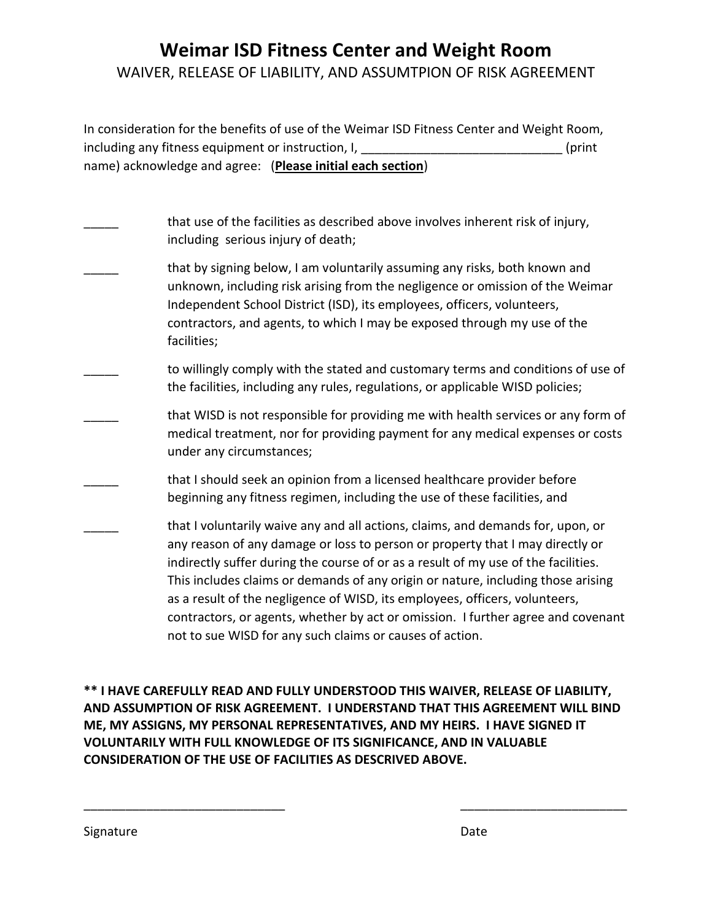# Weimar ISD Fitness Center and Weight Room

WAIVER, RELEASE OF LIABILITY, AND ASSUMTPION OF RISK AGREEMENT

In consideration for the benefits of use of the Weimar ISD Fitness Center and Weight Room, including any fitness equipment or instruction, I, _____________________________ (print name) acknowledge and agree: (**Please initial each section**)

_____ that use of the facilities as described above involves inherent risk of injury, including serious injury of death;

_____ that by signing below, I am voluntarily assuming any risks, both known and unknown, including risk arising from the negligence or omission of the Weimar Independent School District (ISD), its employees, officers, volunteers, contractors, and agents, to which I may be exposed through my use of the facilities;

_____ to willingly comply with the stated and customary terms and conditions of use of the facilities, including any rules, regulations, or applicable WISD policies;

_____ that WISD is not responsible for providing me with health services or any form of medical treatment, nor for providing payment for any medical expenses or costs under any circumstances;

_____ that I should seek an opinion from a licensed healthcare provider before beginning any fitness regimen, including the use of these facilities, and

_____ that I voluntarily waive any and all actions, claims, and demands for, upon, or any reason of any damage or loss to person or property that I may directly or indirectly suffer during the course of or as a result of my use of the facilities. This includes claims or demands of any origin or nature, including those arising as a result of the negligence of WISD, its employees, officers, volunteers, contractors, or agents, whether by act or omission. I further agree and covenant not to sue WISD for any such claims or causes of action.

**** I HAVE CAREFULLY READ AND FULLY UNDERSTOOD THIS WAIVER, RELEASE OF LIABILITY, AND ASSUMPTION OF RISK AGREEMENT. I UNDERSTAND THAT THIS AGREEMENT WILL BIND ME, MY ASSIGNS, MY PERSONAL REPRESENTATIVES, AND MY HEIRS. I HAVE SIGNED IT VOLUNTARILY WITH FULL KNOWLEDGE OF ITS SIGNIFICANCE, AND IN VALUABLE CONSIDERATION OF THE USE OF FACILITIES AS DESCRIVED ABOVE.**

______________________________ ________________________

Signature Date